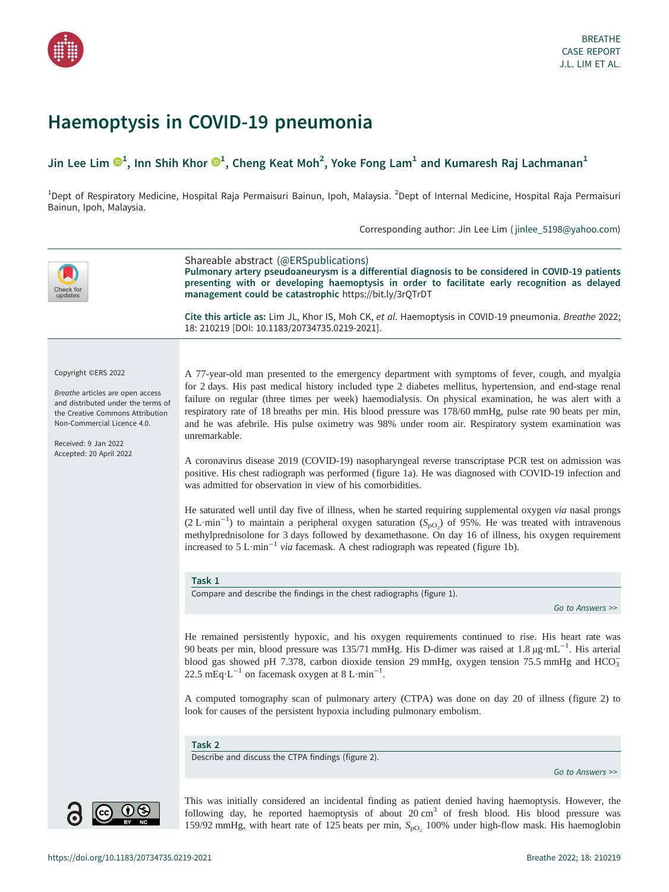BREATHE
CASE REPORT
J.L. LIM ET AL.

# Haemoptysis in COVID-19 pneumonia

## Jin Lee Lim[1], Inn Shih Khor[1], Cheng Keat Moh[2], Yoke Fong Lam[1] and Kumaresh Raj Lachmanan[1]

[1]Dept of Respiratory Medicine, Hospital Raja Permaisuri Bainun, Ipoh, Malaysia. [2]Dept of Internal Medicine, Hospital Raja Permaisuri Bainun, Ipoh, Malaysia.

Corresponding author: Jin Lee Lim (jinlee_5198@yahoo.com)

Shareable abstract (@ERSpublications)
**Pulmonary artery pseudoaneurysm is a differential diagnosis to be considered in COVID-19 patients presenting with or developing haemoptysis in order to facilitate early recognition as delayed management could be catastrophic** https://bit.ly/3rQTrDT

**Cite this article as:** Lim JL, Khor IS, Moh CK, *et al*. Haemoptysis in COVID-19 pneumonia. *Breathe* 2022; 18: 210219 [DOI: 10.1183/20734735.0219-2021].

Copyright ©ERS 2022

*Breathe* articles are open access and distributed under the terms of the Creative Commons Attribution Non-Commercial Licence 4.0.

Received: 9 Jan 2022
Accepted: 20 April 2022

A 77-year-old man presented to the emergency department with symptoms of fever, cough, and myalgia for 2 days. His past medical history included type 2 diabetes mellitus, hypertension, and end-stage renal failure on regular (three times per week) haemodialysis. On physical examination, he was alert with a respiratory rate of 18 breaths per min. His blood pressure was 178/60 mmHg, pulse rate 90 beats per min, and he was afebrile. His pulse oximetry was 98% under room air. Respiratory system examination was unremarkable.

A coronavirus disease 2019 (COVID-19) nasopharyngeal reverse transcriptase PCR test on admission was positive. His chest radiograph was performed (figure 1a). He was diagnosed with COVID-19 infection and was admitted for observation in view of his comorbidities.

He saturated well until day five of illness, when he started requiring supplemental oxygen *via* nasal prongs ($2\ \mathrm{L{\cdot}min^{-1}}$) to maintain a peripheral oxygen saturation ($S_{pO_2}$) of 95%. He was treated with intravenous methylprednisolone for 3 days followed by dexamethasone. On day 16 of illness, his oxygen requirement increased to $5\ \mathrm{L{\cdot}min^{-1}}$ *via* facemask. A chest radiograph was repeated (figure 1b).

**Task 1**
Compare and describe the findings in the chest radiographs (figure 1).

*Go to Answers >>*

He remained persistently hypoxic, and his oxygen requirements continued to rise. His heart rate was 90 beats per min, blood pressure was 135/71 mmHg. His D-dimer was raised at $1.8\ \mathrm{\mu g{\cdot}mL^{-1}}$. His arterial blood gas showed pH 7.378, carbon dioxide tension 29 mmHg, oxygen tension 75.5 mmHg and $HCO_3^-$ $22.5\ \mathrm{mEq{\cdot}L^{-1}}$ on facemask oxygen at $8\ \mathrm{L{\cdot}min^{-1}}$.

A computed tomography scan of pulmonary artery (CTPA) was done on day 20 of illness (figure 2) to look for causes of the persistent hypoxia including pulmonary embolism.

**Task 2**
Describe and discuss the CTPA findings (figure 2).

*Go to Answers >>*

This was initially considered an incidental finding as patient denied having haemoptysis. However, the following day, he reported haemoptysis of about $20\ \mathrm{cm^3}$ of fresh blood. His blood pressure was 159/92 mmHg, with heart rate of 125 beats per min, $S_{pO_2}$ 100% under high-flow mask. His haemoglobin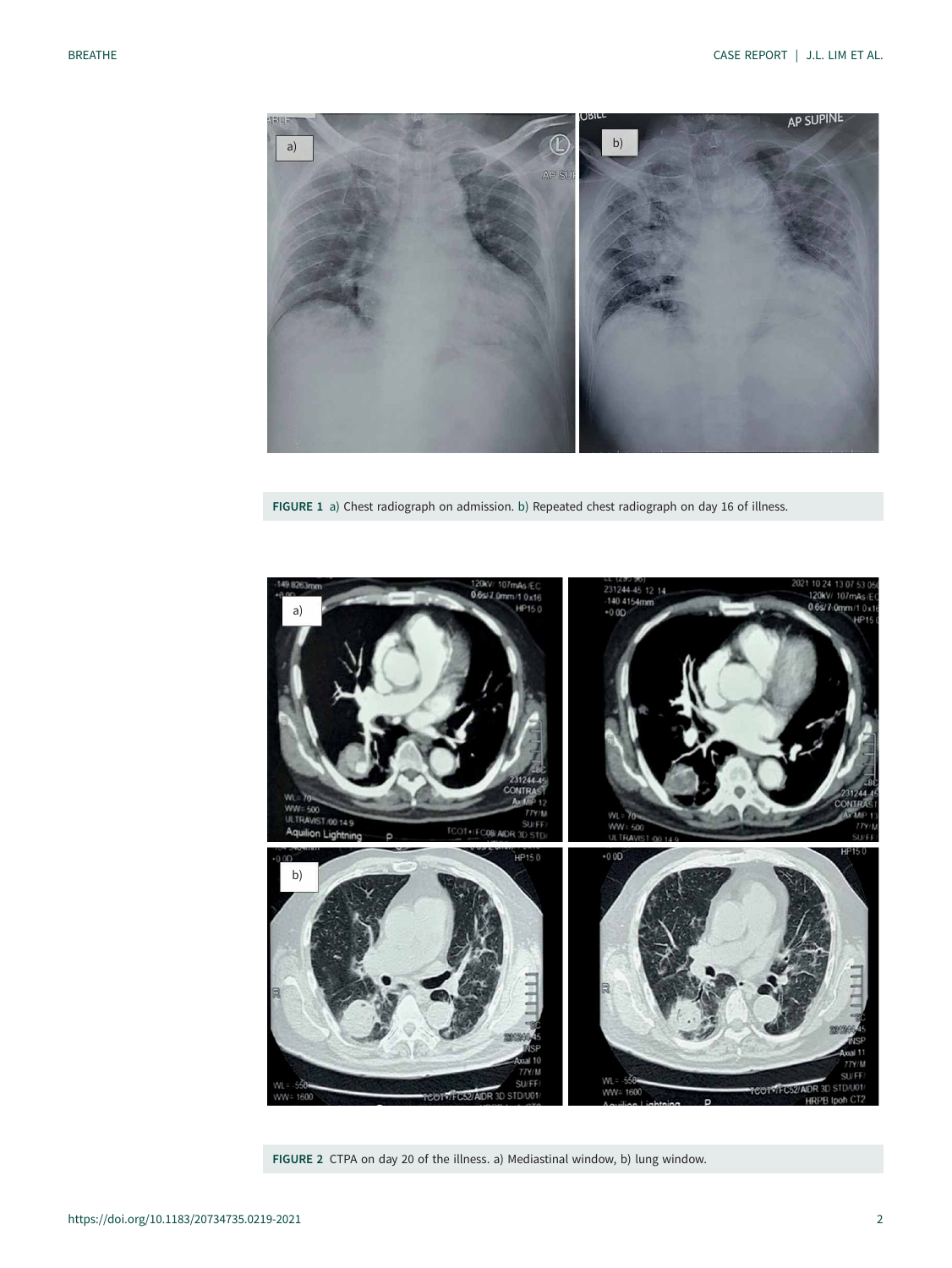FIGURE 1 a) Chest radiograph on admission. b) Repeated chest radiograph on day 16 of illness.

FIGURE 2 CTPA on day 20 of the illness. a) Mediastinal window, b) lung window.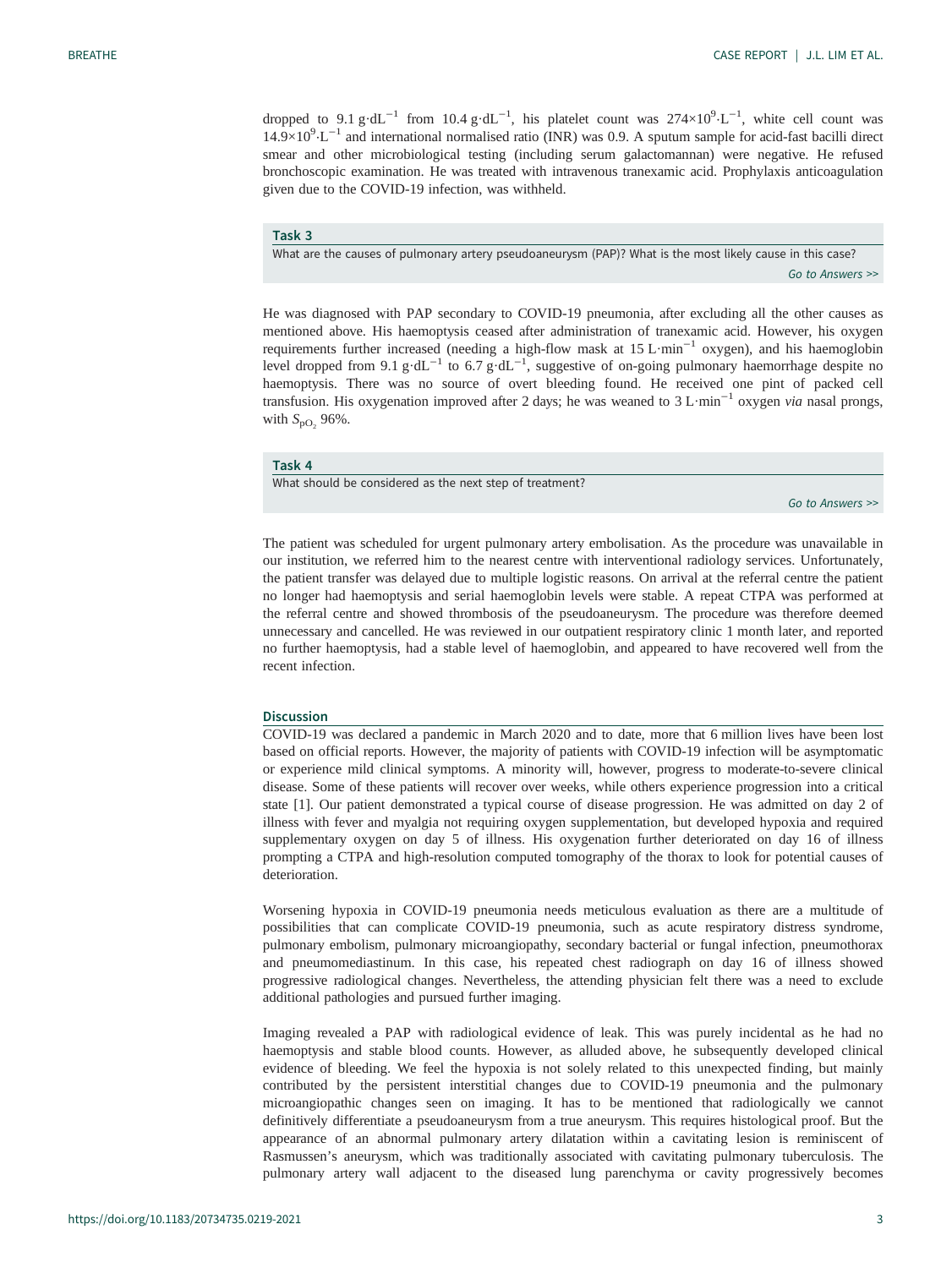dropped to 9.1 $g \cdot dL^{-1}$ from 10.4 $g \cdot dL^{-1}$, his platelet count was $274 \times 10^9 \cdot L^{-1}$, white cell count was $14.9 \times 10^9 \cdot L^{-1}$ and international normalised ratio (INR) was 0.9. A sputum sample for acid-fast bacilli direct smear and other microbiological testing (including serum galactomannan) were negative. He refused bronchoscopic examination. He was treated with intravenous tranexamic acid. Prophylaxis anticoagulation given due to the COVID-19 infection, was withheld.

**Task 3**

What are the causes of pulmonary artery pseudoaneurysm (PAP)? What is the most likely cause in this case?

*Go to Answers >>*

He was diagnosed with PAP secondary to COVID-19 pneumonia, after excluding all the other causes as mentioned above. His haemoptysis ceased after administration of tranexamic acid. However, his oxygen requirements further increased (needing a high-flow mask at 15 $L \cdot min^{-1}$ oxygen), and his haemoglobin level dropped from 9.1 $g \cdot dL^{-1}$ to 6.7 $g \cdot dL^{-1}$, suggestive of on-going pulmonary haemorrhage despite no haemoptysis. There was no source of overt bleeding found. He received one pint of packed cell transfusion. His oxygenation improved after 2 days; he was weaned to 3 $L \cdot min^{-1}$ oxygen *via* nasal prongs, with $S_{pO_2}$ 96%.

**Task 4**

What should be considered as the next step of treatment?

*Go to Answers >>*

The patient was scheduled for urgent pulmonary artery embolisation. As the procedure was unavailable in our institution, we referred him to the nearest centre with interventional radiology services. Unfortunately, the patient transfer was delayed due to multiple logistic reasons. On arrival at the referral centre the patient no longer had haemoptysis and serial haemoglobin levels were stable. A repeat CTPA was performed at the referral centre and showed thrombosis of the pseudoaneurysm. The procedure was therefore deemed unnecessary and cancelled. He was reviewed in our outpatient respiratory clinic 1 month later, and reported no further haemoptysis, had a stable level of haemoglobin, and appeared to have recovered well from the recent infection.

## Discussion

COVID-19 was declared a pandemic in March 2020 and to date, more that 6 million lives have been lost based on official reports. However, the majority of patients with COVID-19 infection will be asymptomatic or experience mild clinical symptoms. A minority will, however, progress to moderate-to-severe clinical disease. Some of these patients will recover over weeks, while others experience progression into a critical state [1]. Our patient demonstrated a typical course of disease progression. He was admitted on day 2 of illness with fever and myalgia not requiring oxygen supplementation, but developed hypoxia and required supplementary oxygen on day 5 of illness. His oxygenation further deteriorated on day 16 of illness prompting a CTPA and high-resolution computed tomography of the thorax to look for potential causes of deterioration.

Worsening hypoxia in COVID-19 pneumonia needs meticulous evaluation as there are a multitude of possibilities that can complicate COVID-19 pneumonia, such as acute respiratory distress syndrome, pulmonary embolism, pulmonary microangiopathy, secondary bacterial or fungal infection, pneumothorax and pneumomediastinum. In this case, his repeated chest radiograph on day 16 of illness showed progressive radiological changes. Nevertheless, the attending physician felt there was a need to exclude additional pathologies and pursued further imaging.

Imaging revealed a PAP with radiological evidence of leak. This was purely incidental as he had no haemoptysis and stable blood counts. However, as alluded above, he subsequently developed clinical evidence of bleeding. We feel the hypoxia is not solely related to this unexpected finding, but mainly contributed by the persistent interstitial changes due to COVID-19 pneumonia and the pulmonary microangiopathic changes seen on imaging. It has to be mentioned that radiologically we cannot definitively differentiate a pseudoaneurysm from a true aneurysm. This requires histological proof. But the appearance of an abnormal pulmonary artery dilatation within a cavitating lesion is reminiscent of Rasmussen's aneurysm, which was traditionally associated with cavitating pulmonary tuberculosis. The pulmonary artery wall adjacent to the diseased lung parenchyma or cavity progressively becomes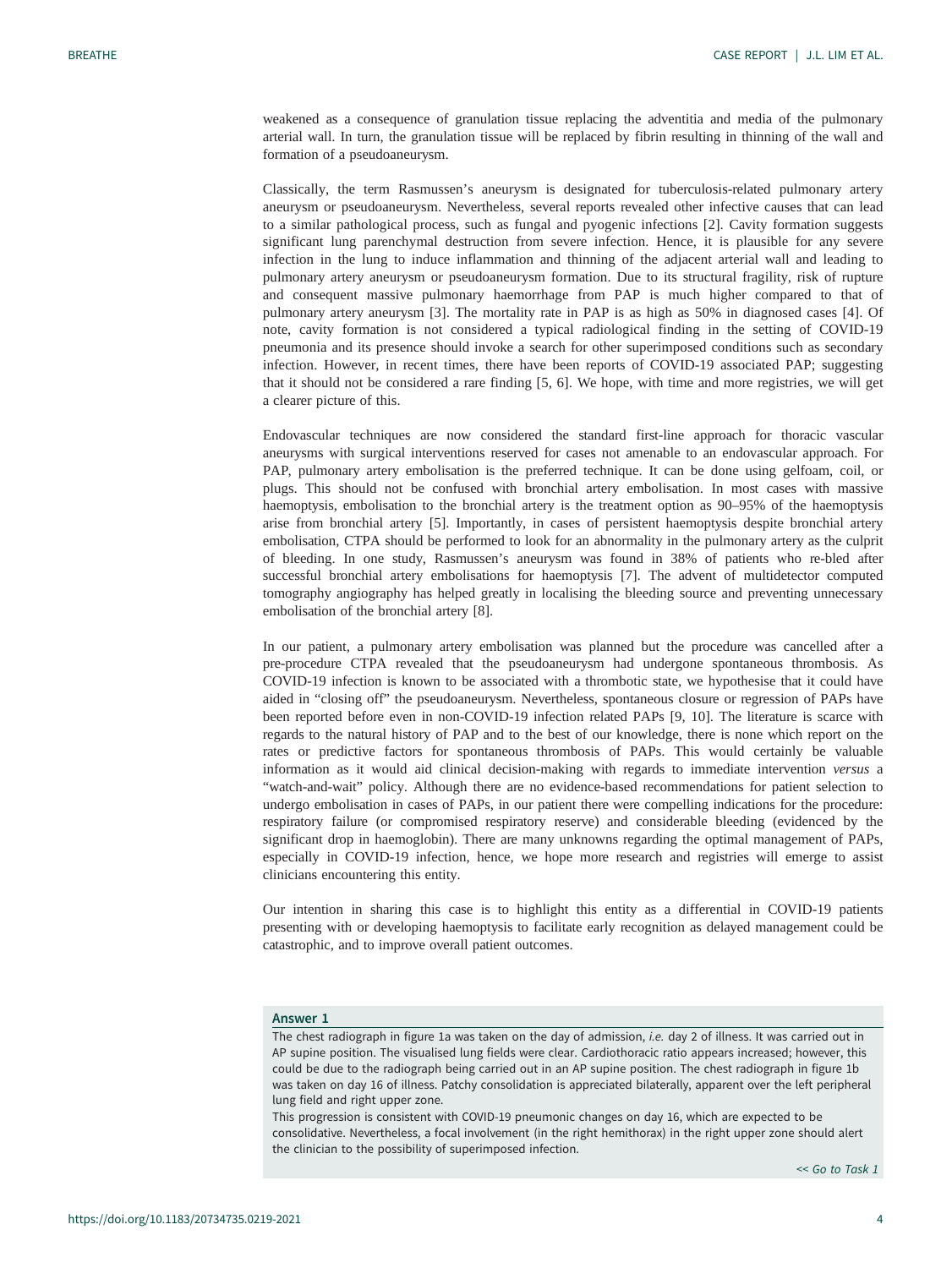weakened as a consequence of granulation tissue replacing the adventitia and media of the pulmonary arterial wall. In turn, the granulation tissue will be replaced by fibrin resulting in thinning of the wall and formation of a pseudoaneurysm.

Classically, the term Rasmussen's aneurysm is designated for tuberculosis-related pulmonary artery aneurysm or pseudoaneurysm. Nevertheless, several reports revealed other infective causes that can lead to a similar pathological process, such as fungal and pyogenic infections [2]. Cavity formation suggests significant lung parenchymal destruction from severe infection. Hence, it is plausible for any severe infection in the lung to induce inflammation and thinning of the adjacent arterial wall and leading to pulmonary artery aneurysm or pseudoaneurysm formation. Due to its structural fragility, risk of rupture and consequent massive pulmonary haemorrhage from PAP is much higher compared to that of pulmonary artery aneurysm [3]. The mortality rate in PAP is as high as 50% in diagnosed cases [4]. Of note, cavity formation is not considered a typical radiological finding in the setting of COVID-19 pneumonia and its presence should invoke a search for other superimposed conditions such as secondary infection. However, in recent times, there have been reports of COVID-19 associated PAP; suggesting that it should not be considered a rare finding [5, 6]. We hope, with time and more registries, we will get a clearer picture of this.

Endovascular techniques are now considered the standard first-line approach for thoracic vascular aneurysms with surgical interventions reserved for cases not amenable to an endovascular approach. For PAP, pulmonary artery embolisation is the preferred technique. It can be done using gelfoam, coil, or plugs. This should not be confused with bronchial artery embolisation. In most cases with massive haemoptysis, embolisation to the bronchial artery is the treatment option as 90–95% of the haemoptysis arise from bronchial artery [5]. Importantly, in cases of persistent haemoptysis despite bronchial artery embolisation, CTPA should be performed to look for an abnormality in the pulmonary artery as the culprit of bleeding. In one study, Rasmussen's aneurysm was found in 38% of patients who re-bled after successful bronchial artery embolisations for haemoptysis [7]. The advent of multidetector computed tomography angiography has helped greatly in localising the bleeding source and preventing unnecessary embolisation of the bronchial artery [8].

In our patient, a pulmonary artery embolisation was planned but the procedure was cancelled after a pre-procedure CTPA revealed that the pseudoaneurysm had undergone spontaneous thrombosis. As COVID-19 infection is known to be associated with a thrombotic state, we hypothesise that it could have aided in "closing off" the pseudoaneurysm. Nevertheless, spontaneous closure or regression of PAPs have been reported before even in non-COVID-19 infection related PAPs [9, 10]. The literature is scarce with regards to the natural history of PAP and to the best of our knowledge, there is none which report on the rates or predictive factors for spontaneous thrombosis of PAPs. This would certainly be valuable information as it would aid clinical decision-making with regards to immediate intervention *versus* a "watch-and-wait" policy. Although there are no evidence-based recommendations for patient selection to undergo embolisation in cases of PAPs, in our patient there were compelling indications for the procedure: respiratory failure (or compromised respiratory reserve) and considerable bleeding (evidenced by the significant drop in haemoglobin). There are many unknowns regarding the optimal management of PAPs, especially in COVID-19 infection, hence, we hope more research and registries will emerge to assist clinicians encountering this entity.

Our intention in sharing this case is to highlight this entity as a differential in COVID-19 patients presenting with or developing haemoptysis to facilitate early recognition as delayed management could be catastrophic, and to improve overall patient outcomes.

**Answer 1**

The chest radiograph in figure 1a was taken on the day of admission, *i.e.* day 2 of illness. It was carried out in AP supine position. The visualised lung fields were clear. Cardiothoracic ratio appears increased; however, this could be due to the radiograph being carried out in an AP supine position. The chest radiograph in figure 1b was taken on day 16 of illness. Patchy consolidation is appreciated bilaterally, apparent over the left peripheral lung field and right upper zone.

This progression is consistent with COVID-19 pneumonic changes on day 16, which are expected to be consolidative. Nevertheless, a focal involvement (in the right hemithorax) in the right upper zone should alert the clinician to the possibility of superimposed infection.

*<< Go to Task 1*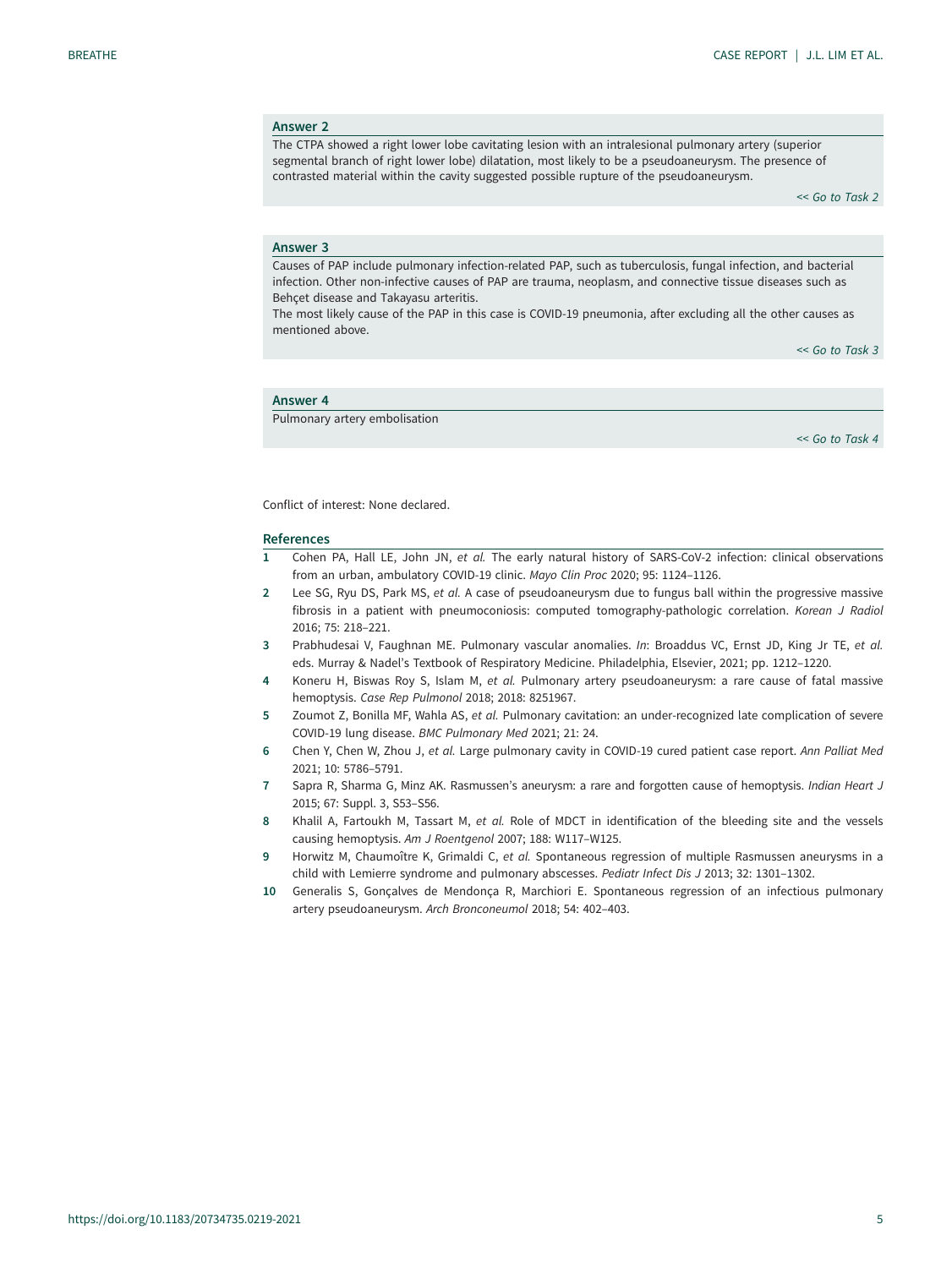### Answer 2

The CTPA showed a right lower lobe cavitating lesion with an intralesional pulmonary artery (superior segmental branch of right lower lobe) dilatation, most likely to be a pseudoaneurysm. The presence of contrasted material within the cavity suggested possible rupture of the pseudoaneurysm.

*<< Go to Task 2*

### Answer 3

Causes of PAP include pulmonary infection-related PAP, such as tuberculosis, fungal infection, and bacterial infection. Other non-infective causes of PAP are trauma, neoplasm, and connective tissue diseases such as Behçet disease and Takayasu arteritis.

The most likely cause of the PAP in this case is COVID-19 pneumonia, after excluding all the other causes as mentioned above.

*<< Go to Task 3*

### Answer 4

Pulmonary artery embolisation

*<< Go to Task 4*

Conflict of interest: None declared.

## References

1. Cohen PA, Hall LE, John JN, *et al.* The early natural history of SARS-CoV-2 infection: clinical observations from an urban, ambulatory COVID-19 clinic. *Mayo Clin Proc* 2020; 95: 1124–1126.
2. Lee SG, Ryu DS, Park MS, *et al.* A case of pseudoaneurysm due to fungus ball within the progressive massive fibrosis in a patient with pneumoconiosis: computed tomography-pathologic correlation. *Korean J Radiol* 2016; 75: 218–221.
3. Prabhudesai V, Faughnan ME. Pulmonary vascular anomalies. *In*: Broaddus VC, Ernst JD, King Jr TE, *et al.* eds. Murray & Nadel's Textbook of Respiratory Medicine. Philadelphia, Elsevier, 2021; pp. 1212–1220.
4. Koneru H, Biswas Roy S, Islam M, *et al.* Pulmonary artery pseudoaneurysm: a rare cause of fatal massive hemoptysis. *Case Rep Pulmonol* 2018; 2018: 8251967.
5. Zoumot Z, Bonilla MF, Wahla AS, *et al.* Pulmonary cavitation: an under-recognized late complication of severe COVID-19 lung disease. *BMC Pulmonary Med* 2021; 21: 24.
6. Chen Y, Chen W, Zhou J, *et al.* Large pulmonary cavity in COVID-19 cured patient case report. *Ann Palliat Med* 2021; 10: 5786–5791.
7. Sapra R, Sharma G, Minz AK. Rasmussen's aneurysm: a rare and forgotten cause of hemoptysis. *Indian Heart J* 2015; 67: Suppl. 3, S53–S56.
8. Khalil A, Fartoukh M, Tassart M, *et al.* Role of MDCT in identification of the bleeding site and the vessels causing hemoptysis. *Am J Roentgenol* 2007; 188: W117–W125.
9. Horwitz M, Chaumoître K, Grimaldi C, *et al.* Spontaneous regression of multiple Rasmussen aneurysms in a child with Lemierre syndrome and pulmonary abscesses. *Pediatr Infect Dis J* 2013; 32: 1301–1302.
10. Generalis S, Gonçalves de Mendonça R, Marchiori E. Spontaneous regression of an infectious pulmonary artery pseudoaneurysm. *Arch Bronconeumol* 2018; 54: 402–403.